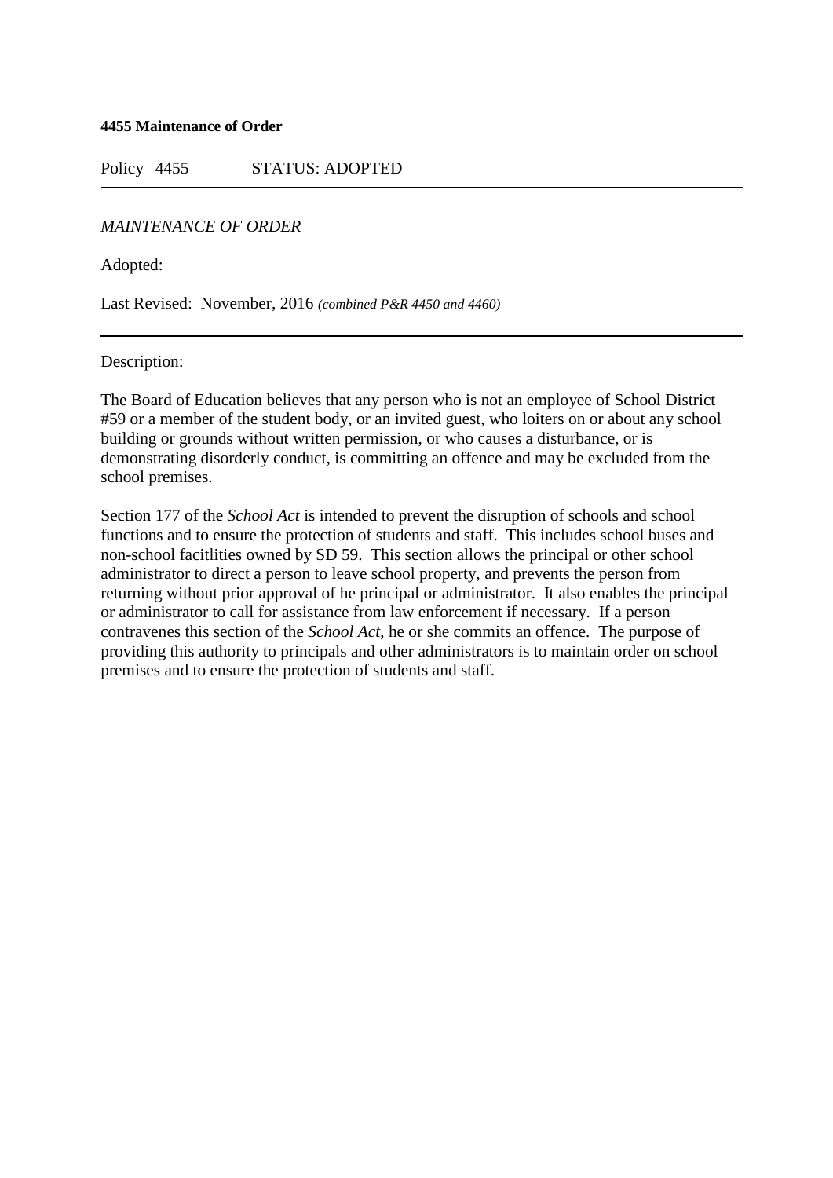**4455 Maintenance of Order**

Policy 4455 STATUS: ADOPTED

---

*MAINTENANCE OF ORDER*

Adopted:

Last Revised: November, 2016 *(combined P&R 4450 and 4460)*

---

Description:

The Board of Education believes that any person who is not an employee of School District #59 or a member of the student body, or an invited guest, who loiters on or about any school building or grounds without written permission, or who causes a disturbance, or is demonstrating disorderly conduct, is committing an offence and may be excluded from the school premises.

Section 177 of the *School Act* is intended to prevent the disruption of schools and school functions and to ensure the protection of students and staff. This includes school buses and non-school facitlities owned by SD 59. This section allows the principal or other school administrator to direct a person to leave school property, and prevents the person from returning without prior approval of he principal or administrator. It also enables the principal or administrator to call for assistance from law enforcement if necessary. If a person contravenes this section of the *School Act*, he or she commits an offence. The purpose of providing this authority to principals and other administrators is to maintain order on school premises and to ensure the protection of students and staff.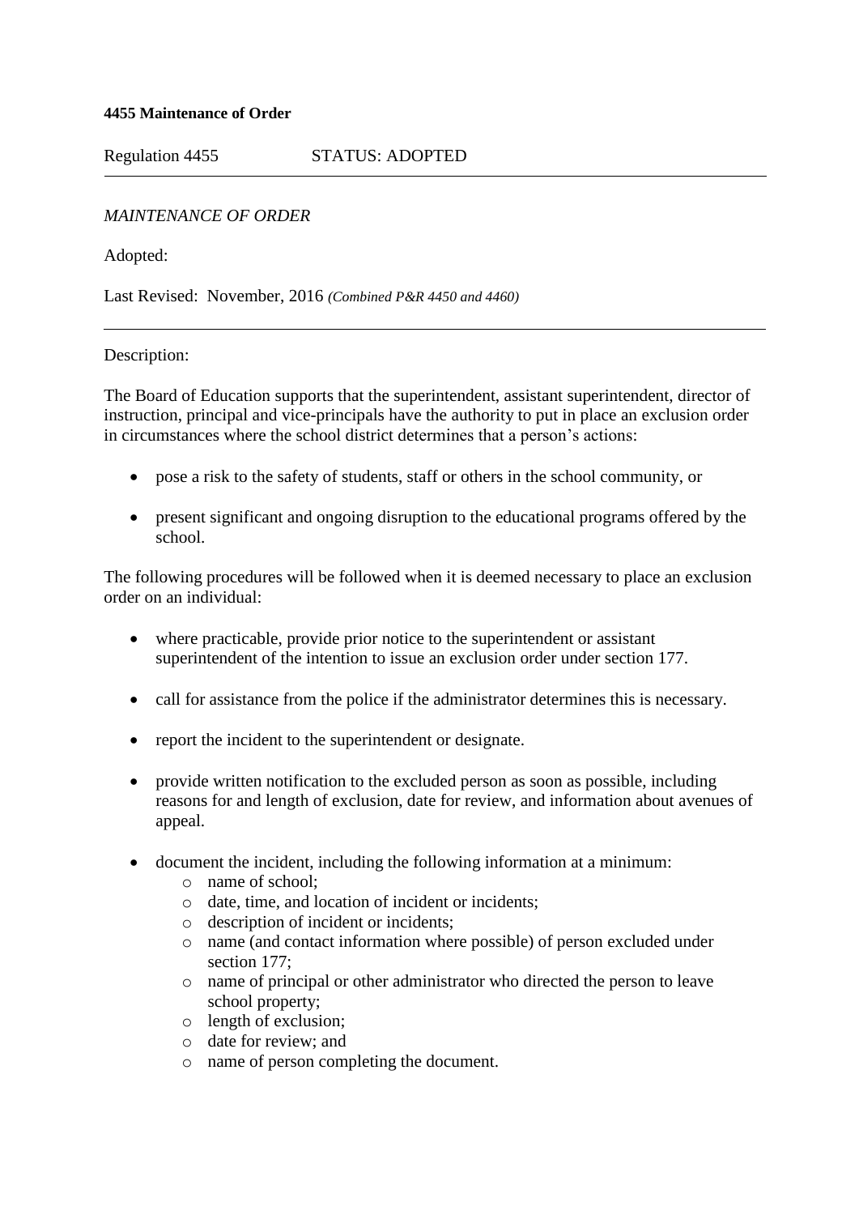**4455 Maintenance of Order**

Regulation 4455 STATUS: ADOPTED

---

*MAINTENANCE OF ORDER*

Adopted:

Last Revised: November, 2016 *(Combined P&R 4450 and 4460)*

---

Description:

The Board of Education supports that the superintendent, assistant superintendent, director of instruction, principal and vice-principals have the authority to put in place an exclusion order in circumstances where the school district determines that a person's actions:

- pose a risk to the safety of students, staff or others in the school community, or
- present significant and ongoing disruption to the educational programs offered by the school.

The following procedures will be followed when it is deemed necessary to place an exclusion order on an individual:

- where practicable, provide prior notice to the superintendent or assistant superintendent of the intention to issue an exclusion order under section 177.
- call for assistance from the police if the administrator determines this is necessary.
- report the incident to the superintendent or designate.
- provide written notification to the excluded person as soon as possible, including reasons for and length of exclusion, date for review, and information about avenues of appeal.
- document the incident, including the following information at a minimum:
  - name of school;
  - date, time, and location of incident or incidents;
  - description of incident or incidents;
  - name (and contact information where possible) of person excluded under section 177;
  - name of principal or other administrator who directed the person to leave school property;
  - length of exclusion;
  - date for review; and
  - name of person completing the document.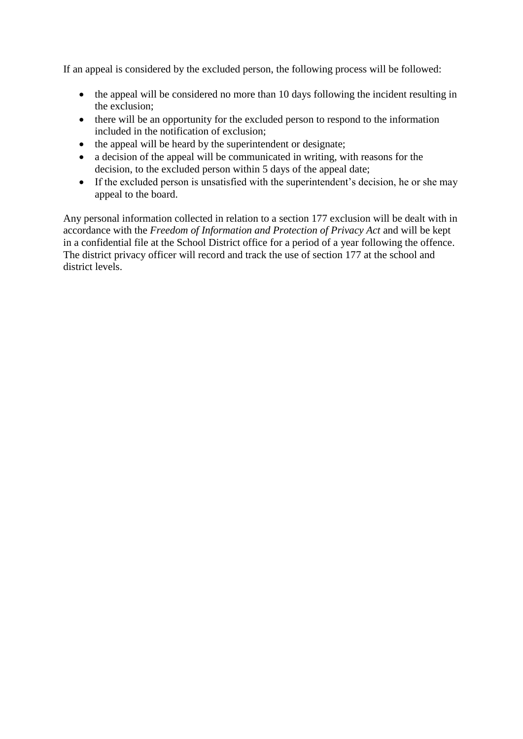If an appeal is considered by the excluded person, the following process will be followed:

- the appeal will be considered no more than 10 days following the incident resulting in the exclusion;
- there will be an opportunity for the excluded person to respond to the information included in the notification of exclusion;
- the appeal will be heard by the superintendent or designate;
- a decision of the appeal will be communicated in writing, with reasons for the decision, to the excluded person within 5 days of the appeal date;
- If the excluded person is unsatisfied with the superintendent's decision, he or she may appeal to the board.

Any personal information collected in relation to a section 177 exclusion will be dealt with in accordance with the *Freedom of Information and Protection of Privacy Act* and will be kept in a confidential file at the School District office for a period of a year following the offence. The district privacy officer will record and track the use of section 177 at the school and district levels.